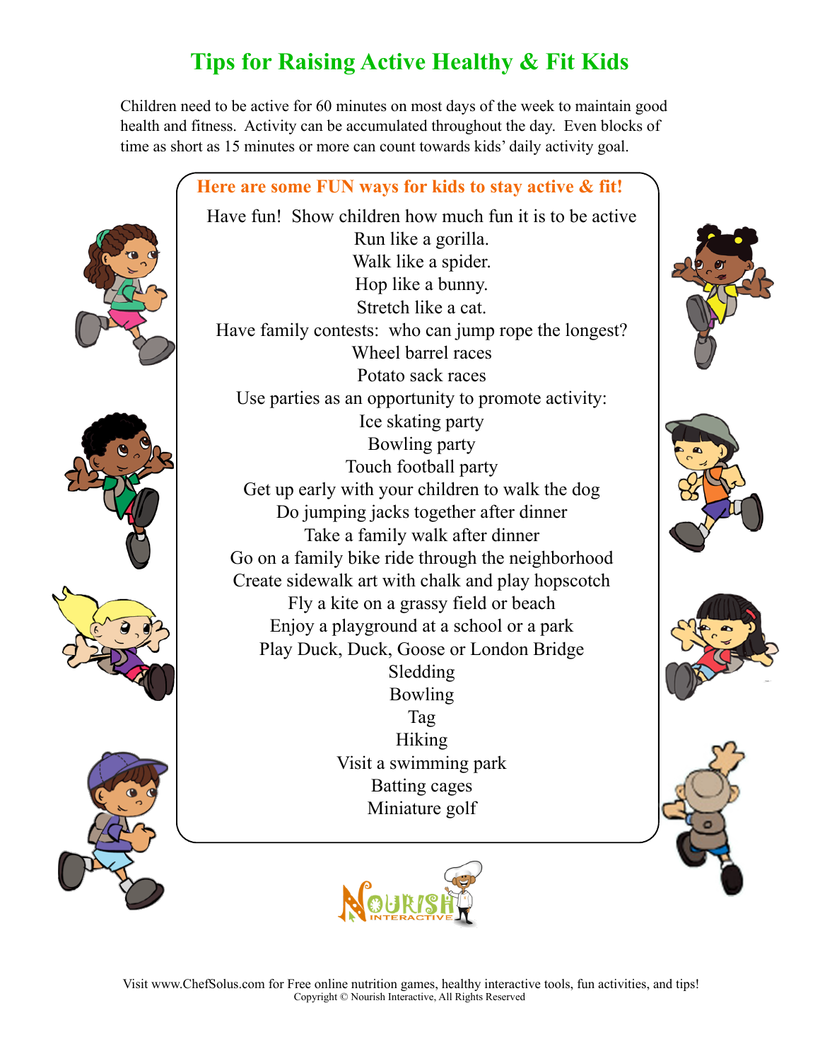# Tips for Raising Active Healthy & Fit Kids

Children need to be active for 60 minutes on most days of the week to maintain good health and fitness. Activity can be accumulated throughout the day. Even blocks of time as short as 15 minutes or more can count towards kids' daily activity goal.

## Here are some FUN ways for kids to stay active & fit!

Have fun! Show children how much fun it is to be active
Run like a gorilla.
Walk like a spider.
Hop like a bunny.
Stretch like a cat.
Have family contests: who can jump rope the longest?
Wheel barrel races
Potato sack races
Use parties as an opportunity to promote activity:
Ice skating party
Bowling party
Touch football party
Get up early with your children to walk the dog
Do jumping jacks together after dinner
Take a family walk after dinner
Go on a family bike ride through the neighborhood
Create sidewalk art with chalk and play hopscotch
Fly a kite on a grassy field or beach
Enjoy a playground at a school or a park
Play Duck, Duck, Goose or London Bridge
Sledding
Bowling
Tag
Hiking
Visit a swimming park
Batting cages
Miniature golf

Visit www.ChefSolus.com for Free online nutrition games, healthy interactive tools, fun activities, and tips!
Copyright © Nourish Interactive, All Rights Reserved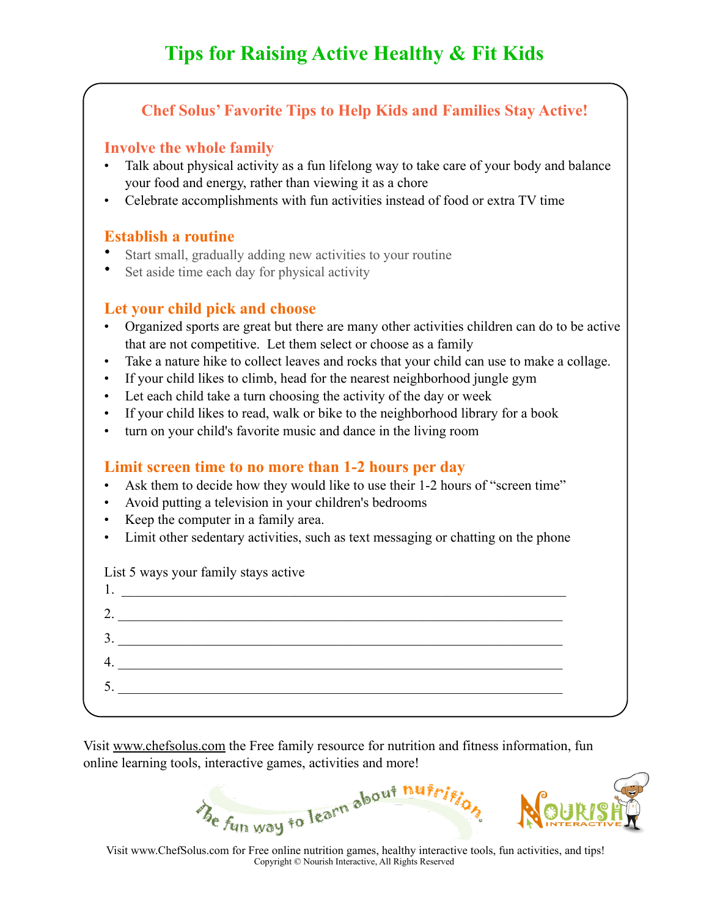# Tips for Raising Active Healthy & Fit Kids

## Chef Solus' Favorite Tips to Help Kids and Families Stay Active!

### Involve the whole family

- Talk about physical activity as a fun lifelong way to take care of your body and balance your food and energy, rather than viewing it as a chore
- Celebrate accomplishments with fun activities instead of food or extra TV time

### Establish a routine

- Start small, gradually adding new activities to your routine
- Set aside time each day for physical activity

### Let your child pick and choose

- Organized sports are great but there are many other activities children can do to be active that are not competitive. Let them select or choose as a family
- Take a nature hike to collect leaves and rocks that your child can use to make a collage.
- If your child likes to climb, head for the nearest neighborhood jungle gym
- Let each child take a turn choosing the activity of the day or week
- If your child likes to read, walk or bike to the neighborhood library for a book
- turn on your child's favorite music and dance in the living room

### Limit screen time to no more than 1-2 hours per day

- Ask them to decide how they would like to use their 1-2 hours of "screen time"
- Avoid putting a television in your children's bedrooms
- Keep the computer in a family area.
- Limit other sedentary activities, such as text messaging or chatting on the phone

List 5 ways your family stays active

1. ____________________________________________________________
2. ____________________________________________________________
3. ____________________________________________________________
4. ____________________________________________________________
5. ____________________________________________________________

Visit www.chefsolus.com the Free family resource for nutrition and fitness information, fun online learning tools, interactive games, activities and more!

The fun way to learn about nutrition.

NOURISH INTERACTIVE

Visit www.ChefSolus.com for Free online nutrition games, healthy interactive tools, fun activities, and tips!

Copyright © Nourish Interactive, All Rights Reserved